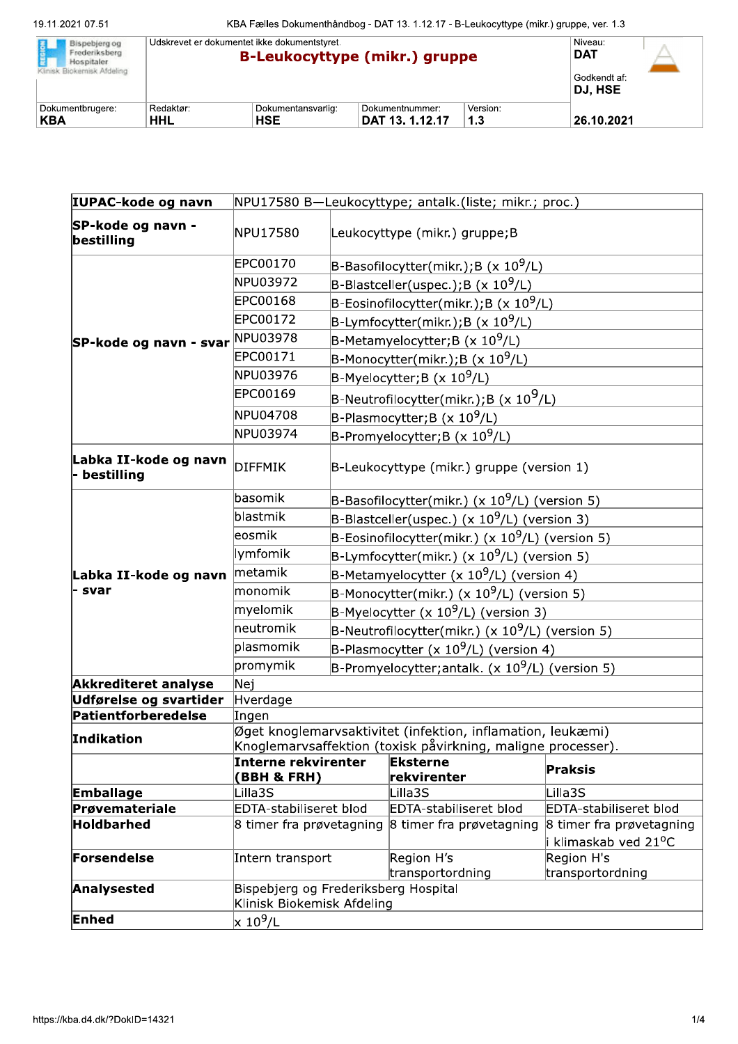| Bispebjerg og Frederiksberg Hospitaler Klinisk Biokemisk Afdeling | Udskrevet er dokumentet ikke dokumentstyret. **B-Leukocyttype (mikr.) gruppe** | | | Niveau: **DAT** Godkendt af: **DJ, HSE** |
|---|---|---|---|---|
| Dokumentbrugere: **KBA** | Redaktør: **HHL** | Dokumentansvarlig: **HSE** | Dokumentnummer: **DAT 13. 1.12.17** | Version: **1.3** **26.10.2021** |

| | | | |
|---|---|---|---|
| **IUPAC-kode og navn** | NPU17580 B—Leukocyttype; antalk.(liste; mikr.; proc.) | | |
| **SP-kode og navn - bestilling** | NPU17580 | Leukocyttype (mikr.) gruppe;B | |
| **SP-kode og navn - svar** | EPC00170 | B-Basofilocytter(mikr.);B (x $10^9$/L) | |
| | NPU03972 | B-Blastceller(uspec.);B (x $10^9$/L) | |
| | EPC00168 | B-Eosinofilocytter(mikr.);B (x $10^9$/L) | |
| | EPC00172 | B-Lymfocytter(mikr.);B (x $10^9$/L) | |
| | NPU03978 | B-Metamyelocytter;B (x $10^9$/L) | |
| | EPC00171 | B-Monocytter(mikr.);B (x $10^9$/L) | |
| | NPU03976 | B-Myelocytter;B (x $10^9$/L) | |
| | EPC00169 | B-Neutrofilocytter(mikr.);B (x $10^9$/L) | |
| | NPU04708 | B-Plasmocytter;B (x $10^9$/L) | |
| | NPU03974 | B-Promyelocytter;B (x $10^9$/L) | |
| **Labka II-kode og navn - bestilling** | DIFFMIK | B-Leukocyttype (mikr.) gruppe (version 1) | |
| **Labka II-kode og navn - svar** | basomik | B-Basofilocytter(mikr.) (x $10^9$/L) (version 5) | |
| | blastmik | B-Blastceller(uspec.) (x $10^9$/L) (version 3) | |
| | eosmik | B-Eosinofilocytter(mikr.) (x $10^9$/L) (version 5) | |
| | lymfomik | B-Lymfocytter(mikr.) (x $10^9$/L) (version 5) | |
| | metamik | B-Metamyelocytter (x $10^9$/L) (version 4) | |
| | monomik | B-Monocytter(mikr.) (x $10^9$/L) (version 5) | |
| | myelomik | B-Myelocytter (x $10^9$/L) (version 3) | |
| | neutromik | B-Neutrofilocytter(mikr.) (x $10^9$/L) (version 5) | |
| | plasmomik | B-Plasmocytter (x $10^9$/L) (version 4) | |
| | promymik | B-Promyelocytter;antalk. (x $10^9$/L) (version 5) | |
| **Akkrediteret analyse** | Nej | | |
| **Udførelse og svartider** | Hverdage | | |
| **Patientforberedelse** | Ingen | | |
| **Indikation** | Øget knoglemarvsaktivitet (infektion, inflamation, leukæmi) Knoglemarvsaffektion (toxisk påvirkning, maligne processer). | | |
| | **Interne rekvirenter (BBH & FRH)** | **Eksterne rekvirenter** | **Praksis** |
| **Emballage** | Lilla3S | Lilla3S | Lilla3S |
| **Prøvemateriale** | EDTA-stabiliseret blod | EDTA-stabiliseret blod | EDTA-stabiliseret blod |
| **Holdbarhed** | 8 timer fra prøvetagning | 8 timer fra prøvetagning | 8 timer fra prøvetagning i klimaskab ved 21°C |
| **Forsendelse** | Intern transport | Region H's transportordning | Region H's transportordning |
| **Analysested** | Bispebjerg og Frederiksberg Hospital Klinisk Biokemisk Afdeling | | |
| **Enhed** | x $10^9$/L | | |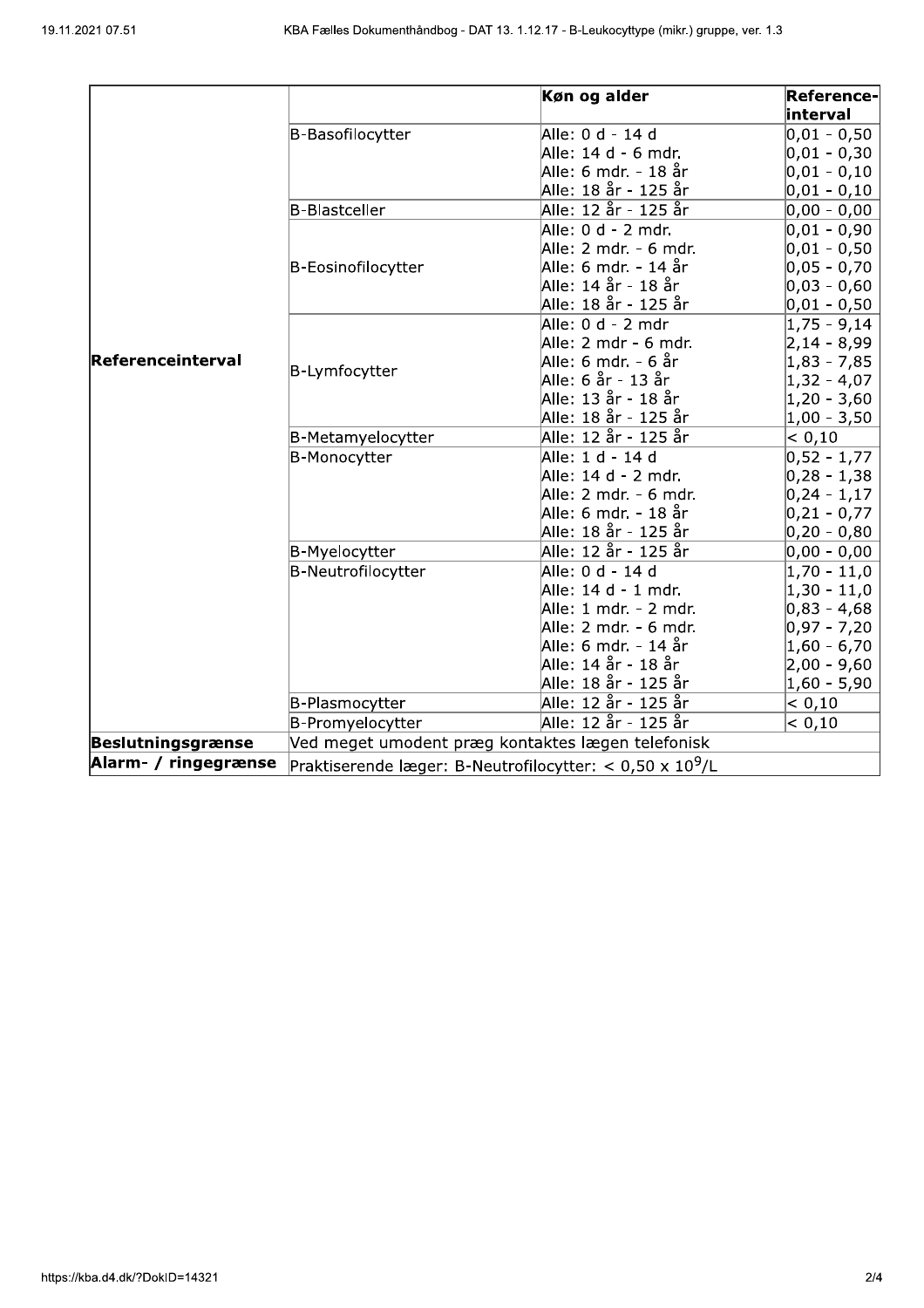| | | Køn og alder | Reference-interval |
|---|---|---|---|
| Referenceinterval | B-Basofilocytter | Alle: 0 d - 14 d | 0,01 - 0,50 |
| | | Alle: 14 d - 6 mdr. | 0,01 - 0,30 |
| | | Alle: 6 mdr. - 18 år | 0,01 - 0,10 |
| | | Alle: 18 år - 125 år | 0,01 - 0,10 |
| | B-Blastceller | Alle: 12 år - 125 år | 0,00 - 0,00 |
| | B-Eosinofilocytter | Alle: 0 d - 2 mdr. | 0,01 - 0,90 |
| | | Alle: 2 mdr. - 6 mdr. | 0,01 - 0,50 |
| | | Alle: 6 mdr. - 14 år | 0,05 - 0,70 |
| | | Alle: 14 år - 18 år | 0,03 - 0,60 |
| | | Alle: 18 år - 125 år | 0,01 - 0,50 |
| | B-Lymfocytter | Alle: 0 d - 2 mdr | 1,75 - 9,14 |
| | | Alle: 2 mdr - 6 mdr. | 2,14 - 8,99 |
| | | Alle: 6 mdr. - 6 år | 1,83 - 7,85 |
| | | Alle: 6 år - 13 år | 1,32 - 4,07 |
| | | Alle: 13 år - 18 år | 1,20 - 3,60 |
| | | Alle: 18 år - 125 år | 1,00 - 3,50 |
| | B-Metamyelocytter | Alle: 12 år - 125 år | < 0,10 |
| | B-Monocytter | Alle: 1 d - 14 d | 0,52 - 1,77 |
| | | Alle: 14 d - 2 mdr. | 0,28 - 1,38 |
| | | Alle: 2 mdr. - 6 mdr. | 0,24 - 1,17 |
| | | Alle: 6 mdr. - 18 år | 0,21 - 0,77 |
| | | Alle: 18 år - 125 år | 0,20 - 0,80 |
| | B-Myelocytter | Alle: 12 år - 125 år | 0,00 - 0,00 |
| | B-Neutrofilocytter | Alle: 0 d - 14 d | 1,70 - 11,0 |
| | | Alle: 14 d - 1 mdr. | 1,30 - 11,0 |
| | | Alle: 1 mdr. - 2 mdr. | 0,83 - 4,68 |
| | | Alle: 2 mdr. - 6 mdr. | 0,97 - 7,20 |
| | | Alle: 6 mdr. - 14 år | 1,60 - 6,70 |
| | | Alle: 14 år - 18 år | 2,00 - 9,60 |
| | | Alle: 18 år - 125 år | 1,60 - 5,90 |
| | B-Plasmocytter | Alle: 12 år - 125 år | < 0,10 |
| | B-Promyelocytter | Alle: 12 år - 125 år | < 0,10 |
| **Beslutningsgrænse** | Ved meget umodent præg kontaktes lægen telefonisk | | |
| **Alarm- / ringegrænse** | Praktiserende læger: B-Neutrofilocytter: < 0,50 x $10^9$/L | | |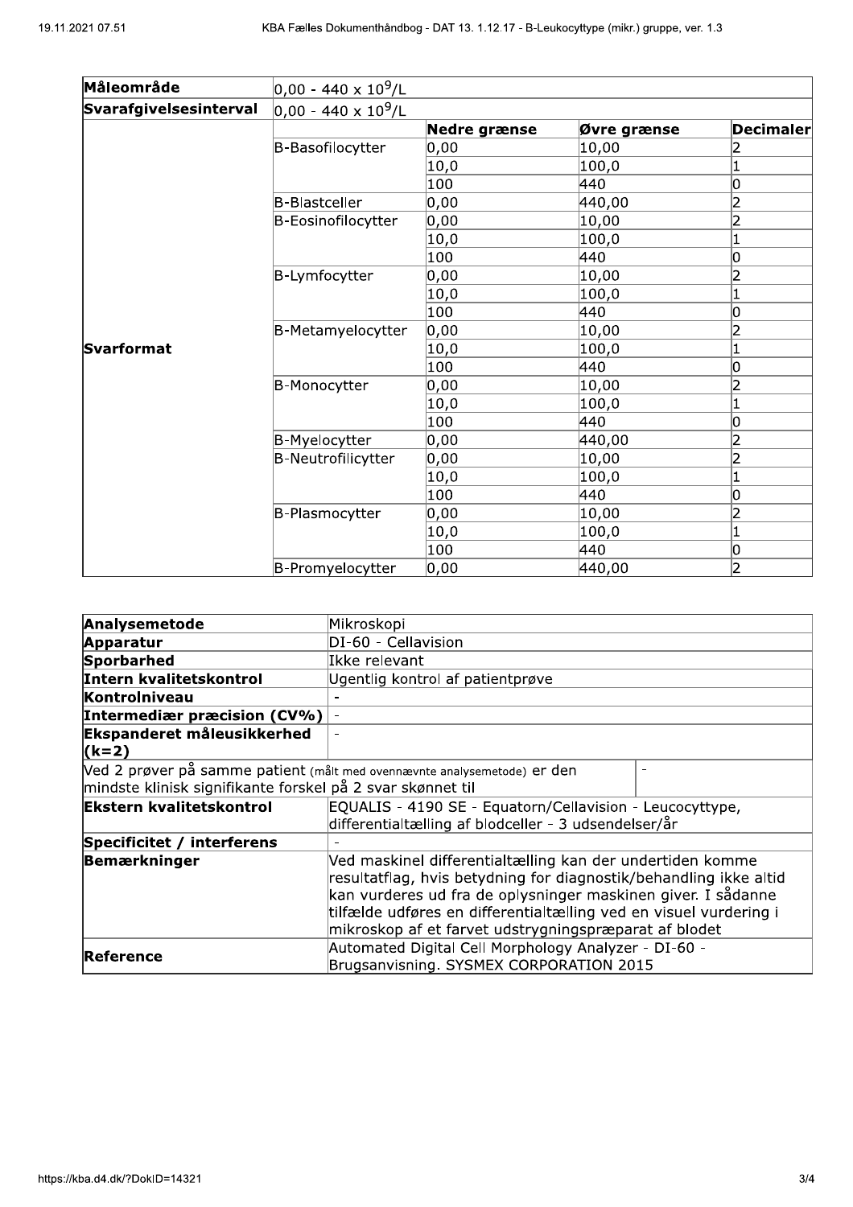| Måleområde | $0{,}00 - 440 \times 10^9/L$ | | | |
|---|---|---|---|---|
| **Svarafgivelsesinterval** | $0{,}00 - 440 \times 10^9/L$ | | | |
| | | **Nedre grænse** | **Øvre grænse** | **Decimaler** |
| | B-Basofilocytter | 0,00 | 10,00 | 2 |
| | | 10,0 | 100,0 | 1 |
| | | 100 | 440 | 0 |
| | B-Blastceller | 0,00 | 440,00 | 2 |
| | B-Eosinofilocytter | 0,00 | 10,00 | 2 |
| | | 10,0 | 100,0 | 1 |
| | | 100 | 440 | 0 |
| | B-Lymfocytter | 0,00 | 10,00 | 2 |
| | | 10,0 | 100,0 | 1 |
| | | 100 | 440 | 0 |
| **Svarformat** | B-Metamyelocytter | 0,00 | 10,00 | 2 |
| | | 10,0 | 100,0 | 1 |
| | | 100 | 440 | 0 |
| | B-Monocytter | 0,00 | 10,00 | 2 |
| | | 10,0 | 100,0 | 1 |
| | | 100 | 440 | 0 |
| | B-Myelocytter | 0,00 | 440,00 | 2 |
| | B-Neutrofilicytter | 0,00 | 10,00 | 2 |
| | | 10,0 | 100,0 | 1 |
| | | 100 | 440 | 0 |
| | B-Plasmocytter | 0,00 | 10,00 | 2 |
| | | 10,0 | 100,0 | 1 |
| | | 100 | 440 | 0 |
| | B-Promyelocytter | 0,00 | 440,00 | 2 |

| **Analysemetode** | Mikroskopi |
|---|---|
| **Apparatur** | DI-60 - Cellavision |
| **Sporbarhed** | Ikke relevant |
| **Intern kvalitetskontrol** | Ugentlig kontrol af patientprøve |
| **Kontrolniveau** | - |
| **Intermediær præcision (CV%)** | - |
| **Ekspanderet måleusikkerhed (k=2)** | - |
| Ved 2 prøver på samme patient (målt med ovennævnte analysemetode) er den mindste klinisk signifikante forskel på 2 svar skønnet til | - |
| **Ekstern kvalitetskontrol** | EQUALIS - 4190 SE - Equatorn/Cellavision - Leucocyttype, differentialtælling af blodceller - 3 udsendelser/år |
| **Specificitet / interferens** | - |
| **Bemærkninger** | Ved maskinel differentialtælling kan der undertiden komme resultatflag, hvis betydning for diagnostik/behandling ikke altid kan vurderes ud fra de oplysninger maskinen giver. I sådanne tilfælde udføres en differentialtælling ved en visuel vurdering i mikroskop af et farvet udstrygningspræparat af blodet |
| **Reference** | Automated Digital Cell Morphology Analyzer - DI-60 - Brugsanvisning. SYSMEX CORPORATION 2015 |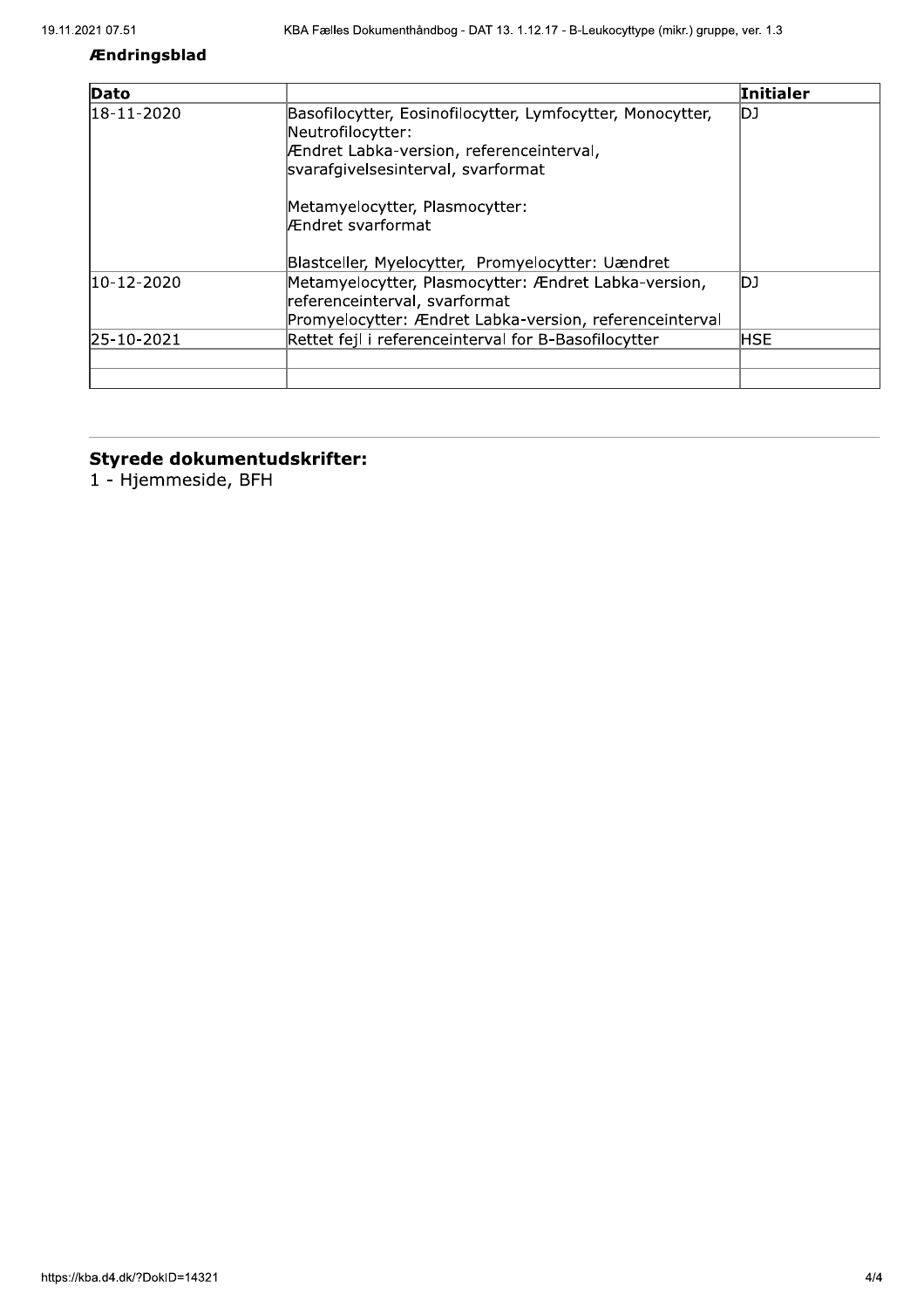**Ændringsblad**

| Dato | | Initialer |
|---|---|---|
| 18-11-2020 | Basofilocytter, Eosinofilocytter, Lymfocytter, Monocytter, Neutrofilocytter: Ændret Labka-version, referenceinterval, svarafgivelsesinterval, svarformat<br><br>Metamyelocytter, Plasmocytter: Ændret svarformat<br><br>Blastceller, Myelocytter, Promyelocytter: Uændret | DJ |
| 10-12-2020 | Metamyelocytter, Plasmocytter: Ændret Labka-version, referenceinterval, svarformat<br>Promyelocytter: Ændret Labka-version, referenceinterval | DJ |
| 25-10-2021 | Rettet fejl i referenceinterval for B-Basofilocytter | HSE |
| | | |
| | | |

---

## Styrede dokumentudskrifter:

1 - Hjemmeside, BFH